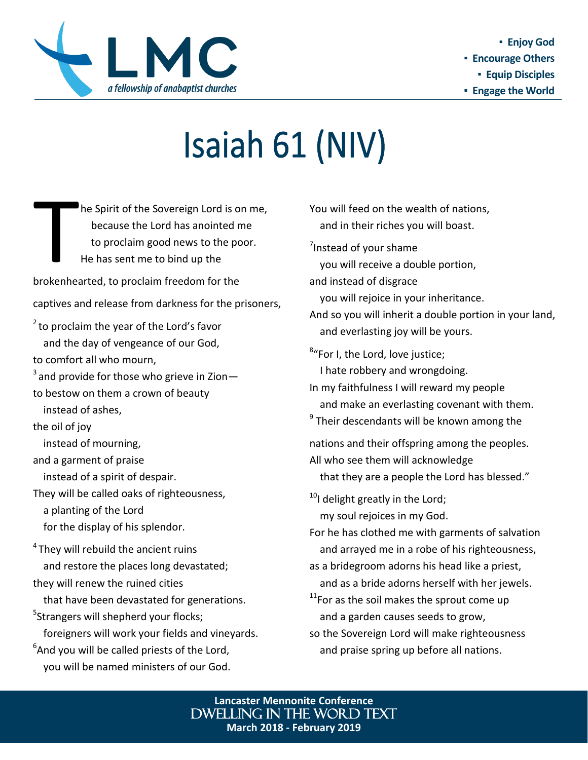LMC

*a fellowship of anabaptist churches*

- **Enjoy God**
- **Encourage Others**
- **Equip Disciples**
- **Engage the World**

# Isaiah 61 (NIV)

The Spirit of the Sovereign Lord is on me,
because the Lord has anointed me
to proclaim good news to the poor.
He has sent me to bind up the brokenhearted, to proclaim freedom for the captives and release from darkness for the prisoners,

[2] to proclaim the year of the Lord's favor
and the day of vengeance of our God,
to comfort all who mourn,
[3] and provide for those who grieve in Zion—
to bestow on them a crown of beauty
instead of ashes,
the oil of joy
instead of mourning,
and a garment of praise
instead of a spirit of despair.
They will be called oaks of righteousness,
a planting of the Lord
for the display of his splendor.

[4] They will rebuild the ancient ruins
and restore the places long devastated;
they will renew the ruined cities
that have been devastated for generations.
[5] Strangers will shepherd your flocks;
foreigners will work your fields and vineyards.
[6] And you will be called priests of the Lord,
you will be named ministers of our God.
You will feed on the wealth of nations,
and in their riches you will boast.

[7] Instead of your shame
you will receive a double portion,
and instead of disgrace
you will rejoice in your inheritance.
And so you will inherit a double portion in your land,
and everlasting joy will be yours.

[8] "For I, the Lord, love justice;
I hate robbery and wrongdoing.
In my faithfulness I will reward my people
and make an everlasting covenant with them.
[9] Their descendants will be known among the nations and their offspring among the peoples.
All who see them will acknowledge
that they are a people the Lord has blessed."

[10] I delight greatly in the Lord;
my soul rejoices in my God.
For he has clothed me with garments of salvation
and arrayed me in a robe of his righteousness,
as a bridegroom adorns his head like a priest,
and as a bride adorns herself with her jewels.
[11] For as the soil makes the sprout come up
and a garden causes seeds to grow,
so the Sovereign Lord will make righteousness
and praise spring up before all nations.

**Lancaster Mennonite Conference**
DWELLING IN THE WORD TEXT
**March 2018 - February 2019**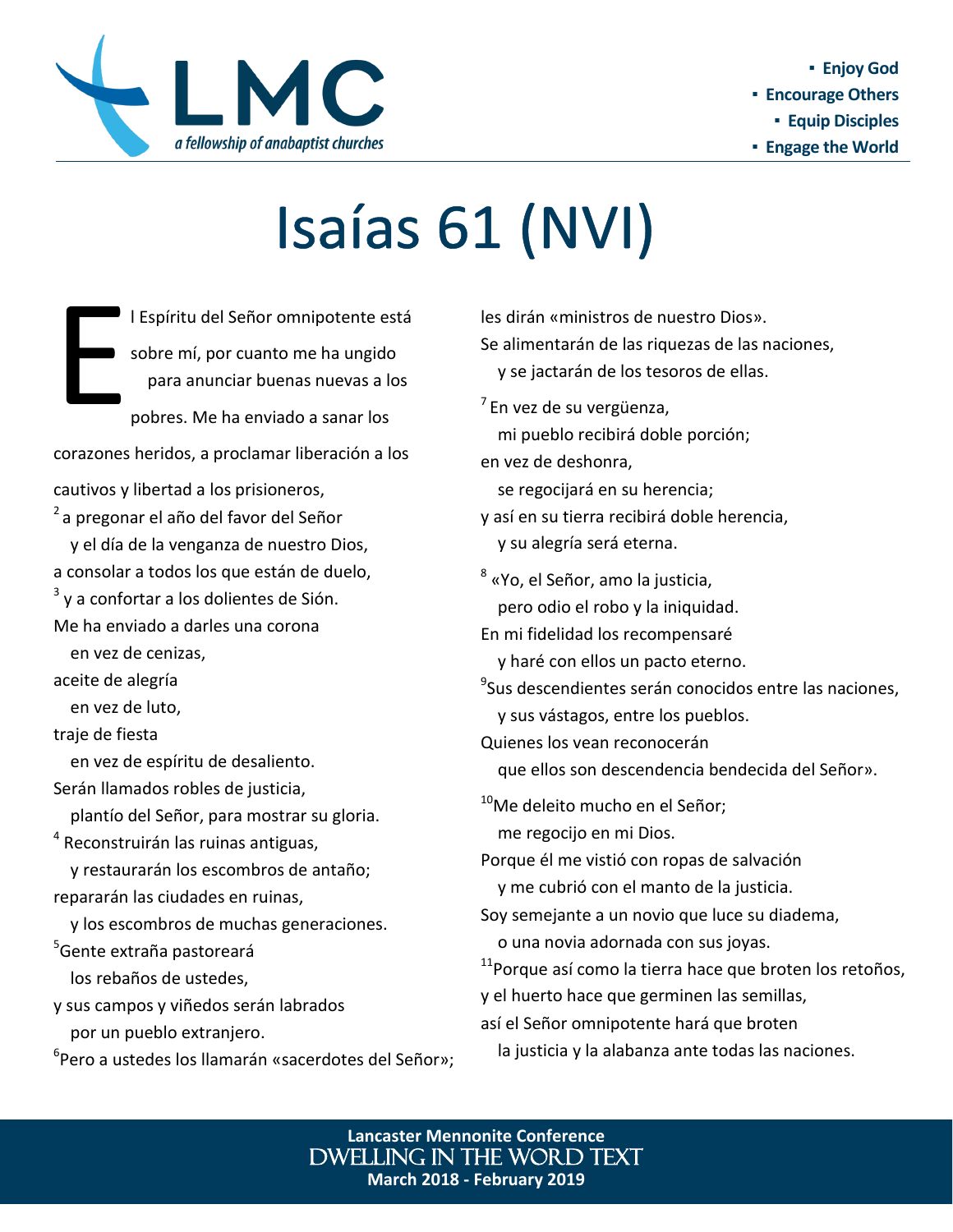# Isaías 61 (NVI)

El Espíritu del Señor omnipotente está sobre mí, por cuanto me ha ungido para anunciar buenas nuevas a los pobres. Me ha enviado a sanar los corazones heridos, a proclamar liberación a los cautivos y libertad a los prisioneros,

[2] a pregonar el año del favor del Señor
y el día de la venganza de nuestro Dios,
a consolar a todos los que están de duelo,
[3] y a confortar a los dolientes de Sión.
Me ha enviado a darles una corona
en vez de cenizas,
aceite de alegría
en vez de luto,
traje de fiesta
en vez de espíritu de desaliento.
Serán llamados robles de justicia,
plantío del Señor, para mostrar su gloria.
[4] Reconstruirán las ruinas antiguas,
y restaurarán los escombros de antaño;
repararán las ciudades en ruinas,
y los escombros de muchas generaciones.
[5] Gente extraña pastoreará
los rebaños de ustedes,
y sus campos y viñedos serán labrados
por un pueblo extranjero.
[6] Pero a ustedes los llamarán «sacerdotes del Señor»;
les dirán «ministros de nuestro Dios».
Se alimentarán de las riquezas de las naciones,
y se jactarán de los tesoros de ellas.

[7] En vez de su vergüenza,
mi pueblo recibirá doble porción;
en vez de deshonra,
se regocijará en su herencia;
y así en su tierra recibirá doble herencia,
y su alegría será eterna.

[8] «Yo, el Señor, amo la justicia,
pero odio el robo y la iniquidad.
En mi fidelidad los recompensaré
y haré con ellos un pacto eterno.
[9] Sus descendientes serán conocidos entre las naciones,
y sus vástagos, entre los pueblos.
Quienes los vean reconocerán
que ellos son descendencia bendecida del Señor».

[10] Me deleito mucho en el Señor;
me regocijo en mi Dios.
Porque él me vistió con ropas de salvación
y me cubrió con el manto de la justicia.
Soy semejante a un novio que luce su diadema,
o una novia adornada con sus joyas.
[11] Porque así como la tierra hace que broten los retoños,
y el huerto hace que germinen las semillas,
así el Señor omnipotente hará que broten
la justicia y la alabanza ante todas las naciones.